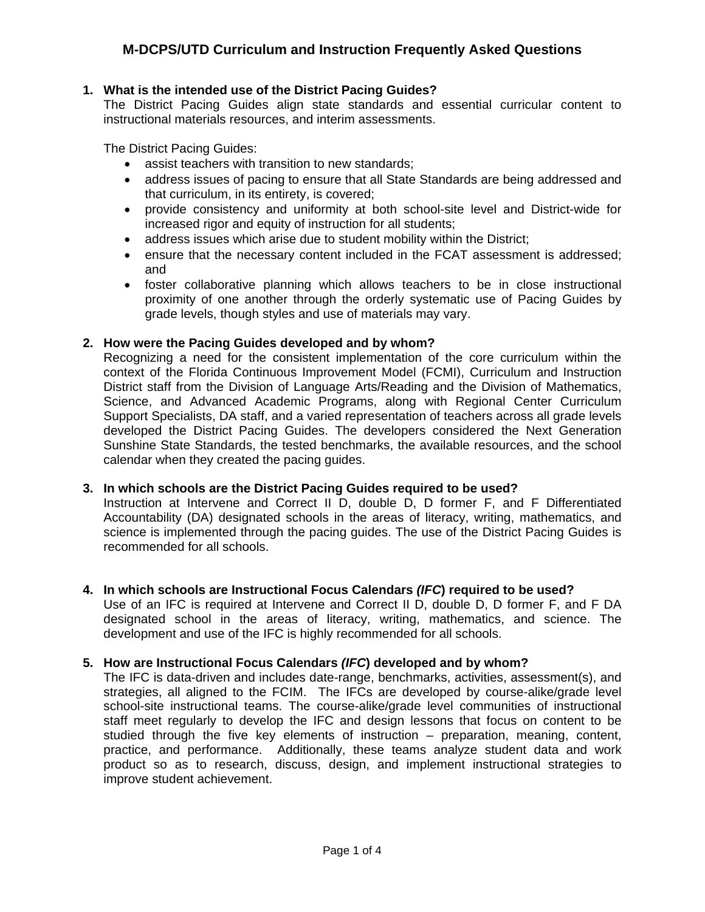# M-DCPS/UTD Curriculum and Instruction Frequently Asked Questions

1. **What is the intended use of the District Pacing Guides?**
   The District Pacing Guides align state standards and essential curricular content to instructional materials resources, and interim assessments.

   The District Pacing Guides:
   - assist teachers with transition to new standards;
   - address issues of pacing to ensure that all State Standards are being addressed and that curriculum, in its entirety, is covered;
   - provide consistency and uniformity at both school-site level and District-wide for increased rigor and equity of instruction for all students;
   - address issues which arise due to student mobility within the District;
   - ensure that the necessary content included in the FCAT assessment is addressed; and
   - foster collaborative planning which allows teachers to be in close instructional proximity of one another through the orderly systematic use of Pacing Guides by grade levels, though styles and use of materials may vary.

2. **How were the Pacing Guides developed and by whom?**
   Recognizing a need for the consistent implementation of the core curriculum within the context of the Florida Continuous Improvement Model (FCMI), Curriculum and Instruction District staff from the Division of Language Arts/Reading and the Division of Mathematics, Science, and Advanced Academic Programs, along with Regional Center Curriculum Support Specialists, DA staff, and a varied representation of teachers across all grade levels developed the District Pacing Guides. The developers considered the Next Generation Sunshine State Standards, the tested benchmarks, the available resources, and the school calendar when they created the pacing guides.

3. **In which schools are the District Pacing Guides required to be used?**
   Instruction at Intervene and Correct II D, double D, D former F, and F Differentiated Accountability (DA) designated schools in the areas of literacy, writing, mathematics, and science is implemented through the pacing guides. The use of the District Pacing Guides is recommended for all schools.

4. **In which schools are Instructional Focus Calendars *(IFC)* required to be used?**
   Use of an IFC is required at Intervene and Correct II D, double D, D former F, and F DA designated school in the areas of literacy, writing, mathematics, and science. The development and use of the IFC is highly recommended for all schools.

5. **How are Instructional Focus Calendars *(IFC)* developed and by whom?**
   The IFC is data-driven and includes date-range, benchmarks, activities, assessment(s), and strategies, all aligned to the FCIM. The IFCs are developed by course-alike/grade level school-site instructional teams. The course-alike/grade level communities of instructional staff meet regularly to develop the IFC and design lessons that focus on content to be studied through the five key elements of instruction – preparation, meaning, content, practice, and performance. Additionally, these teams analyze student data and work product so as to research, discuss, design, and implement instructional strategies to improve student achievement.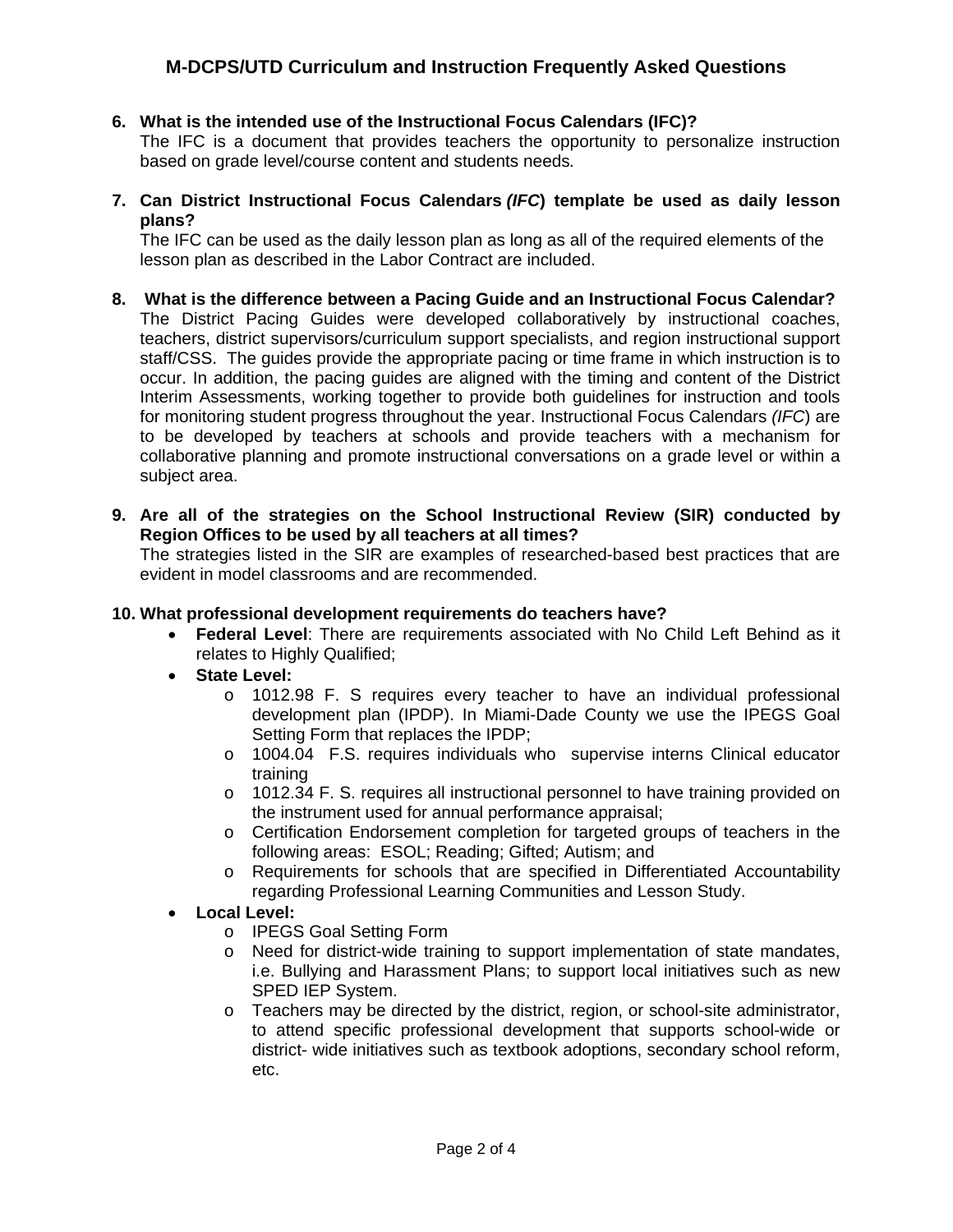6. **What is the intended use of the Instructional Focus Calendars (IFC)?**
   The IFC is a document that provides teachers the opportunity to personalize instruction based on grade level/course content and students needs.

7. **Can District Instructional Focus Calendars *(IFC)* template be used as daily lesson plans?**
   The IFC can be used as the daily lesson plan as long as all of the required elements of the lesson plan as described in the Labor Contract are included.

8. **What is the difference between a Pacing Guide and an Instructional Focus Calendar?**
   The District Pacing Guides were developed collaboratively by instructional coaches, teachers, district supervisors/curriculum support specialists, and region instructional support staff/CSS. The guides provide the appropriate pacing or time frame in which instruction is to occur. In addition, the pacing guides are aligned with the timing and content of the District Interim Assessments, working together to provide both guidelines for instruction and tools for monitoring student progress throughout the year. Instructional Focus Calendars *(IFC)* are to be developed by teachers at schools and provide teachers with a mechanism for collaborative planning and promote instructional conversations on a grade level or within a subject area.

9. **Are all of the strategies on the School Instructional Review (SIR) conducted by Region Offices to be used by all teachers at all times?**
   The strategies listed in the SIR are examples of researched-based best practices that are evident in model classrooms and are recommended.

10. **What professional development requirements do teachers have?**
    - **Federal Level**: There are requirements associated with No Child Left Behind as it relates to Highly Qualified;
    - **State Level:**
      - 1012.98 F. S requires every teacher to have an individual professional development plan (IPDP). In Miami-Dade County we use the IPEGS Goal Setting Form that replaces the IPDP;
      - 1004.04 F.S. requires individuals who supervise interns Clinical educator training
      - 1012.34 F. S. requires all instructional personnel to have training provided on the instrument used for annual performance appraisal;
      - Certification Endorsement completion for targeted groups of teachers in the following areas: ESOL; Reading; Gifted; Autism; and
      - Requirements for schools that are specified in Differentiated Accountability regarding Professional Learning Communities and Lesson Study.
    - **Local Level:**
      - IPEGS Goal Setting Form
      - Need for district-wide training to support implementation of state mandates, i.e. Bullying and Harassment Plans; to support local initiatives such as new SPED IEP System.
      - Teachers may be directed by the district, region, or school-site administrator, to attend specific professional development that supports school-wide or district- wide initiatives such as textbook adoptions, secondary school reform, etc.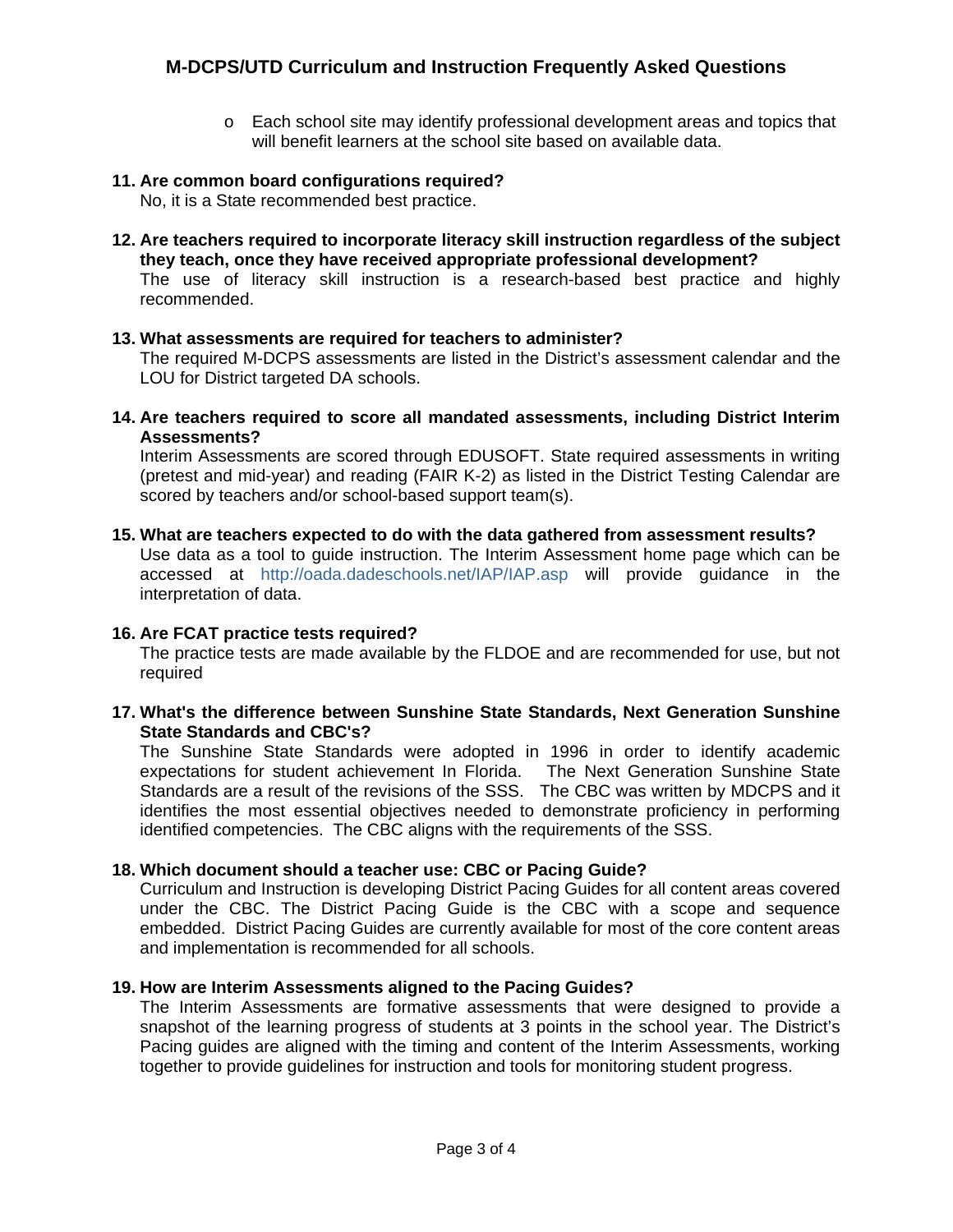- Each school site may identify professional development areas and topics that will benefit learners at the school site based on available data.

**11. Are common board configurations required?**
No, it is a State recommended best practice.

**12. Are teachers required to incorporate literacy skill instruction regardless of the subject they teach, once they have received appropriate professional development?**
The use of literacy skill instruction is a research-based best practice and highly recommended.

**13. What assessments are required for teachers to administer?**
The required M-DCPS assessments are listed in the District's assessment calendar and the LOU for District targeted DA schools.

**14. Are teachers required to score all mandated assessments, including District Interim Assessments?**
Interim Assessments are scored through EDUSOFT. State required assessments in writing (pretest and mid-year) and reading (FAIR K-2) as listed in the District Testing Calendar are scored by teachers and/or school-based support team(s).

**15. What are teachers expected to do with the data gathered from assessment results?**
Use data as a tool to guide instruction. The Interim Assessment home page which can be accessed at http://oada.dadeschools.net/IAP/IAP.asp will provide guidance in the interpretation of data.

**16. Are FCAT practice tests required?**
The practice tests are made available by the FLDOE and are recommended for use, but not required

**17. What's the difference between Sunshine State Standards, Next Generation Sunshine State Standards and CBC's?**
The Sunshine State Standards were adopted in 1996 in order to identify academic expectations for student achievement In Florida. The Next Generation Sunshine State Standards are a result of the revisions of the SSS. The CBC was written by MDCPS and it identifies the most essential objectives needed to demonstrate proficiency in performing identified competencies. The CBC aligns with the requirements of the SSS.

**18. Which document should a teacher use: CBC or Pacing Guide?**
Curriculum and Instruction is developing District Pacing Guides for all content areas covered under the CBC. The District Pacing Guide is the CBC with a scope and sequence embedded. District Pacing Guides are currently available for most of the core content areas and implementation is recommended for all schools.

**19. How are Interim Assessments aligned to the Pacing Guides?**
The Interim Assessments are formative assessments that were designed to provide a snapshot of the learning progress of students at 3 points in the school year. The District's Pacing guides are aligned with the timing and content of the Interim Assessments, working together to provide guidelines for instruction and tools for monitoring student progress.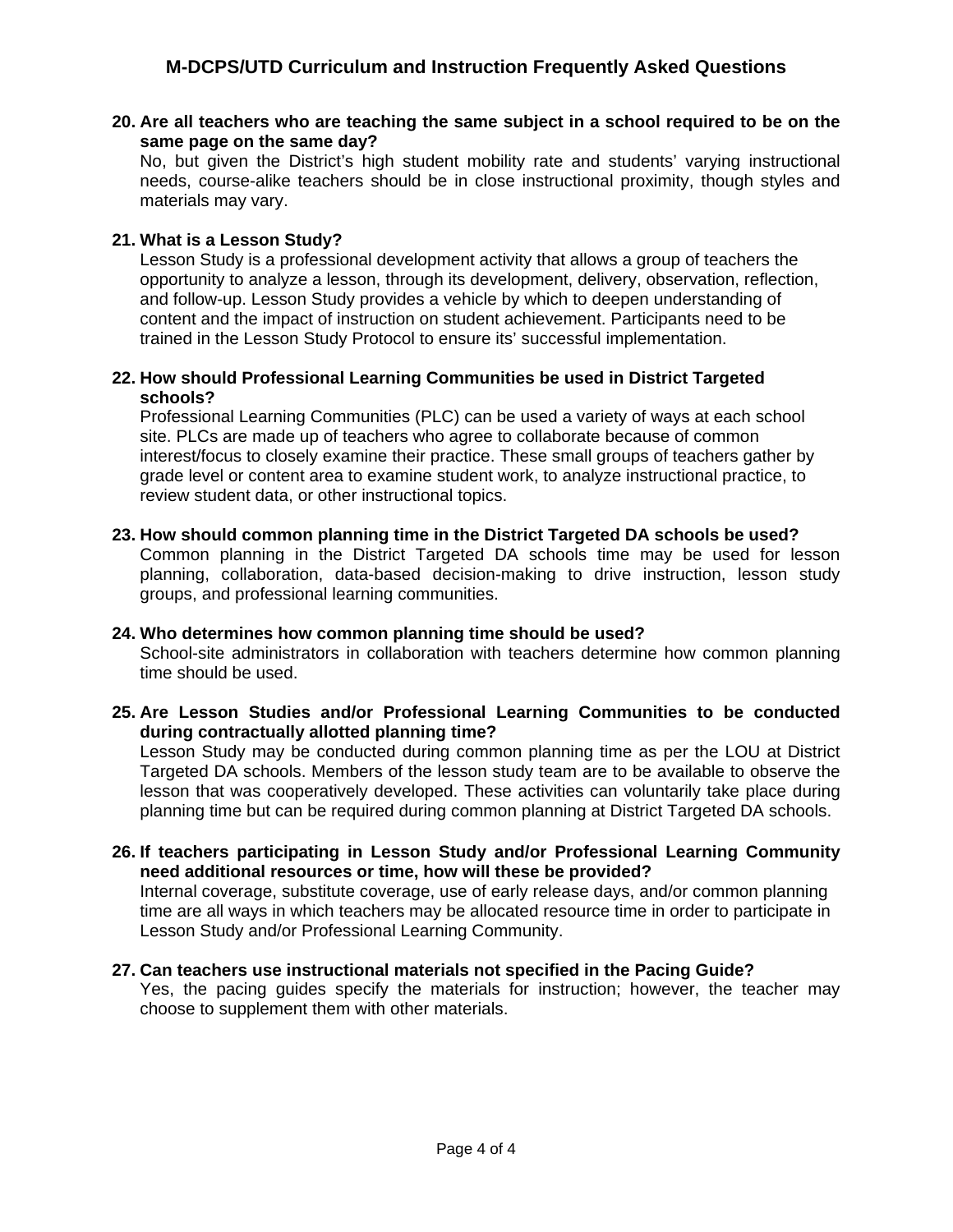**20. Are all teachers who are teaching the same subject in a school required to be on the same page on the same day?**

No, but given the District's high student mobility rate and students' varying instructional needs, course-alike teachers should be in close instructional proximity, though styles and materials may vary.

**21. What is a Lesson Study?**

Lesson Study is a professional development activity that allows a group of teachers the opportunity to analyze a lesson, through its development, delivery, observation, reflection, and follow-up. Lesson Study provides a vehicle by which to deepen understanding of content and the impact of instruction on student achievement. Participants need to be trained in the Lesson Study Protocol to ensure its' successful implementation.

**22. How should Professional Learning Communities be used in District Targeted schools?**

Professional Learning Communities (PLC) can be used a variety of ways at each school site. PLCs are made up of teachers who agree to collaborate because of common interest/focus to closely examine their practice. These small groups of teachers gather by grade level or content area to examine student work, to analyze instructional practice, to review student data, or other instructional topics.

**23. How should common planning time in the District Targeted DA schools be used?**

Common planning in the District Targeted DA schools time may be used for lesson planning, collaboration, data-based decision-making to drive instruction, lesson study groups, and professional learning communities.

**24. Who determines how common planning time should be used?**

School-site administrators in collaboration with teachers determine how common planning time should be used.

**25. Are Lesson Studies and/or Professional Learning Communities to be conducted during contractually allotted planning time?**

Lesson Study may be conducted during common planning time as per the LOU at District Targeted DA schools. Members of the lesson study team are to be available to observe the lesson that was cooperatively developed. These activities can voluntarily take place during planning time but can be required during common planning at District Targeted DA schools.

**26. If teachers participating in Lesson Study and/or Professional Learning Community need additional resources or time, how will these be provided?**

Internal coverage, substitute coverage, use of early release days, and/or common planning time are all ways in which teachers may be allocated resource time in order to participate in Lesson Study and/or Professional Learning Community.

**27. Can teachers use instructional materials not specified in the Pacing Guide?**

Yes, the pacing guides specify the materials for instruction; however, the teacher may choose to supplement them with other materials.